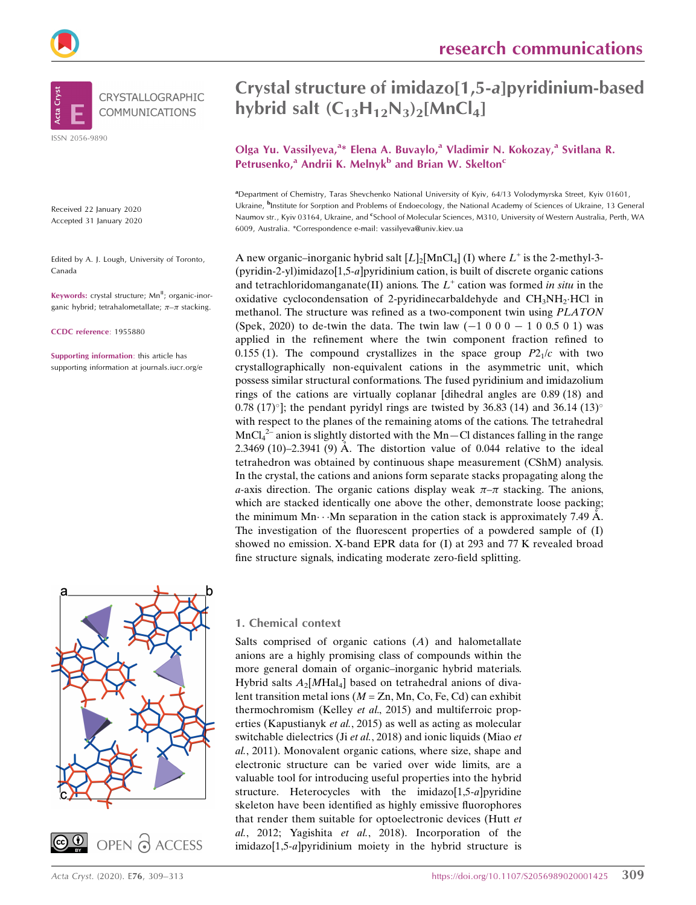# Crystal structure of imidazo[1,5-*a*]pyridinium-based hybrid salt $(C_{13}H_{12}N_3)_2[MnCl_4]$

**Olga Yu. Vassilyeva,[a]* Elena A. Buvaylo,[a] Vladimir N. Kokozay,[a] Svitlana R. Petrusenko,[a] Andrii K. Melnyk[b] and Brian W. Skelton[c]**

[a]Department of Chemistry, Taras Shevchenko National University of Kyiv, 64/13 Volodymyrska Street, Kyiv 01601, Ukraine, [b]Institute for Sorption and Problems of Endoecology, the National Academy of Sciences of Ukraine, 13 General Naumov str., Kyiv 03164, Ukraine, and [c]School of Molecular Sciences, M310, University of Western Australia, Perth, WA 6009, Australia. *Correspondence e-mail: vassilyeva@univ.kiev.ua

CRYSTALLOGRAPHIC COMMUNICATIONS

ISSN 2056-9890

Received 22 January 2020
Accepted 31 January 2020

Edited by A. J. Lough, University of Toronto, Canada

**Keywords:** crystal structure; $Mn^{II}$; organic-inorganic hybrid; tetrahalometallate; $\pi$–$\pi$ stacking.

**CCDC reference**: 1955880

**Supporting information**: this article has supporting information at journals.iucr.org/e

OPEN ACCESS

A new organic–inorganic hybrid salt $[L]_2[MnCl_4]$ (I) where $L^+$ is the 2-methyl-3-(pyridin-2-yl)imidazo[1,5-*a*]pyridinium cation, is built of discrete organic cations and tetrachloridomanganate(II) anions. The $L^+$ cation was formed *in situ* in the oxidative cyclocondensation of 2-pyridinecarbaldehyde and $CH_3NH_2 \cdot HCl$ in methanol. The structure was refined as a two-component twin using *PLATON* (Spek, 2020) to de-twin the data. The twin law (−1 0 0 0 − 1 0 0.5 0 1) was applied in the refinement where the twin component fraction refined to 0.155 (1). The compound crystallizes in the space group $P2_1/c$ with two crystallographically non-equivalent cations in the asymmetric unit, which possess similar structural conformations. The fused pyridinium and imidazolium rings of the cations are virtually coplanar [dihedral angles are 0.89 (18) and 0.78 (17)°]; the pendant pyridyl rings are twisted by 36.83 (14) and 36.14 (13)° with respect to the planes of the remaining atoms of the cations. The tetrahedral $MnCl_4^{2-}$ anion is slightly distorted with the Mn—Cl distances falling in the range 2.3469 (10)–2.3941 (9) Å. The distortion value of 0.044 relative to the ideal tetrahedron was obtained by continuous shape measurement (CShM) analysis. In the crystal, the cations and anions form separate stacks propagating along the *a*-axis direction. The organic cations display weak $\pi$–$\pi$ stacking. The anions, which are stacked identically one above the other, demonstrate loose packing; the minimum Mn⋯Mn separation in the cation stack is approximately 7.49 Å. The investigation of the fluorescent properties of a powdered sample of (I) showed no emission. X-band EPR data for (I) at 293 and 77 K revealed broad fine structure signals, indicating moderate zero-field splitting.

## 1. Chemical context

Salts comprised of organic cations (*A*) and halometallate anions are a highly promising class of compounds within the more general domain of organic–inorganic hybrid materials. Hybrid salts $A_2[M\text{Hal}_4]$ based on tetrahedral anions of divalent transition metal ions (*M* = Zn, Mn, Co, Fe, Cd) can exhibit thermochromism (Kelley *et al.*, 2015) and multiferroic properties (Kapustianyk *et al.*, 2015) as well as acting as molecular switchable dielectrics (Ji *et al.*, 2018) and ionic liquids (Miao *et al.*, 2011). Monovalent organic cations, where size, shape and electronic structure can be varied over wide limits, are a valuable tool for introducing useful properties into the hybrid structure. Heterocycles with the imidazo[1,5-*a*]pyridine skeleton have been identified as highly emissive fluorophores that render them suitable for optoelectronic devices (Hutt *et al.*, 2012; Yagishita *et al.*, 2018). Incorporation of the imidazo[1,5-*a*]pyridinium moiety in the hybrid structure is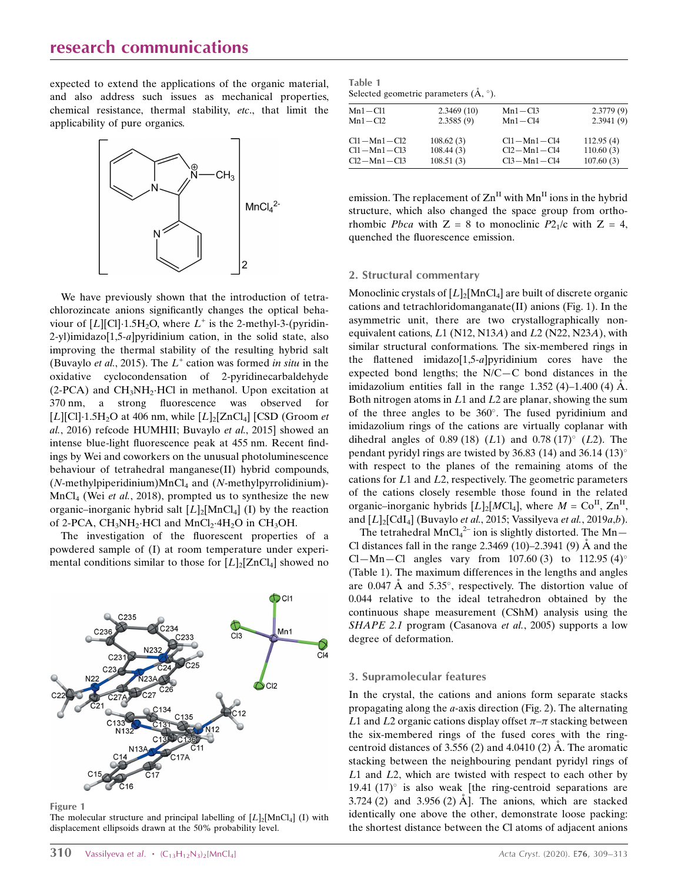expected to extend the applications of the organic material, and also address such issues as mechanical properties, chemical resistance, thermal stability, *etc*., that limit the applicability of pure organics.

We have previously shown that the introduction of tetrachlorozincate anions significantly changes the optical behaviour of $[L][Cl]\cdot1.5H_2O$, where $L^+$ is the 2-methyl-3-(pyridin-2-yl)imidazo[1,5-*a*]pyridinium cation, in the solid state, also improving the thermal stability of the resulting hybrid salt (Buvaylo *et al.*, 2015). The $L^+$ cation was formed *in situ* in the oxidative cyclocondensation of 2-pyridinecarbaldehyde (2-PCA) and $CH_3NH_2\cdot HCl$ in methanol. Upon excitation at 370 nm, a strong fluorescence was observed for $[L][Cl]\cdot1.5H_2O$ at 406 nm, while $[L]_2[ZnCl_4]$ [CSD (Groom *et al.*, 2016) refcode HUMHII; Buvaylo *et al.*, 2015] showed an intense blue-light fluorescence peak at 455 nm. Recent findings by Wei and coworkers on the unusual photoluminescence behaviour of tetrahedral manganese(II) hybrid compounds, ($N$-methylpiperidinium)$MnCl_4$ and ($N$-methylpyrrolidinium)-$MnCl_4$ (Wei *et al.*, 2018), prompted us to synthesize the new organic–inorganic hybrid salt $[L]_2[MnCl_4]$ (I) by the reaction of 2-PCA, $CH_3NH_2\cdot HCl$ and $MnCl_2\cdot4H_2O$ in $CH_3OH$.

The investigation of the fluorescent properties of a powdered sample of (I) at room temperature under experimental conditions similar to those for $[L]_2[ZnCl_4]$ showed no emission. The replacement of $Zn^{II}$ with $Mn^{II}$ ions in the hybrid structure, which also changed the space group from orthorhombic *Pbca* with Z = 8 to monoclinic $P2_1/c$ with Z = 4, quenched the fluorescence emission.

Figure 1
The molecular structure and principal labelling of $[L]_2[MnCl_4]$ (I) with displacement ellipsoids drawn at the 50% probability level.

Table 1
Selected geometric parameters (Å, °).

| | | | |
|---|---|---|---|
| Mn1—Cl1 | 2.3469 (10) | Mn1—Cl3 | 2.3779 (9) |
| Mn1—Cl2 | 2.3585 (9) | Mn1—Cl4 | 2.3941 (9) |
| Cl1—Mn1—Cl2 | 108.62 (3) | Cl1—Mn1—Cl4 | 112.95 (4) |
| Cl1—Mn1—Cl3 | 108.44 (3) | Cl2—Mn1—Cl4 | 110.60 (3) |
| Cl2—Mn1—Cl3 | 108.51 (3) | Cl3—Mn1—Cl4 | 107.60 (3) |

## 2. Structural commentary

Monoclinic crystals of $[L]_2[MnCl_4]$ are built of discrete organic cations and tetrachloridomanganate(II) anions (Fig. 1). In the asymmetric unit, there are two crystallographically non-equivalent cations, *L*1 (N12, N13*A*) and *L*2 (N22, N23*A*), with similar structural conformations. The six-membered rings in the flattened imidazo[1,5-*a*]pyridinium cores have the expected bond lengths; the N/C—C bond distances in the imidazolium entities fall in the range 1.352 (4)–1.400 (4) Å. Both nitrogen atoms in *L*1 and *L*2 are planar, showing the sum of the three angles to be 360°. The fused pyridinium and imidazolium rings of the cations are virtually coplanar with dihedral angles of 0.89 (18) (*L*1) and 0.78 (17)° (*L*2). The pendant pyridyl rings are twisted by 36.83 (14) and 36.14 (13)° with respect to the planes of the remaining atoms of the cations for *L*1 and *L*2, respectively. The geometric parameters of the cations closely resemble those found in the related organic–inorganic hybrids $[L]_2[MCl_4]$, where *M* = $Co^{II}$, $Zn^{II}$, and $[L]_2[CdI_4]$ (Buvaylo *et al.*, 2015; Vassilyeva *et al.*, 2019*a*,*b*).

The tetrahedral $MnCl_4^{2-}$ ion is slightly distorted. The Mn—Cl distances fall in the range 2.3469 (10)–2.3941 (9) Å and the Cl—Mn—Cl angles vary from 107.60 (3) to 112.95 (4)° (Table 1). The maximum differences in the lengths and angles are 0.047 Å and 5.35°, respectively. The distortion value of 0.044 relative to the ideal tetrahedron obtained by the continuous shape measurement (CShM) analysis using the *SHAPE 2.1* program (Casanova *et al.*, 2005) supports a low degree of deformation.

## 3. Supramolecular features

In the crystal, the cations and anions form separate stacks propagating along the *a*-axis direction (Fig. 2). The alternating *L*1 and *L*2 organic cations display offset π–π stacking between the six-membered rings of the fused cores with the ring-centroid distances of 3.556 (2) and 4.0410 (2) Å. The aromatic stacking between the neighbouring pendant pyridyl rings of *L*1 and *L*2, which are twisted with respect to each other by 19.41 (17)° is also weak [the ring-centroid separations are 3.724 (2) and 3.956 (2) Å]. The anions, which are stacked identically one above the other, demonstrate loose packing: the shortest distance between the Cl atoms of adjacent anions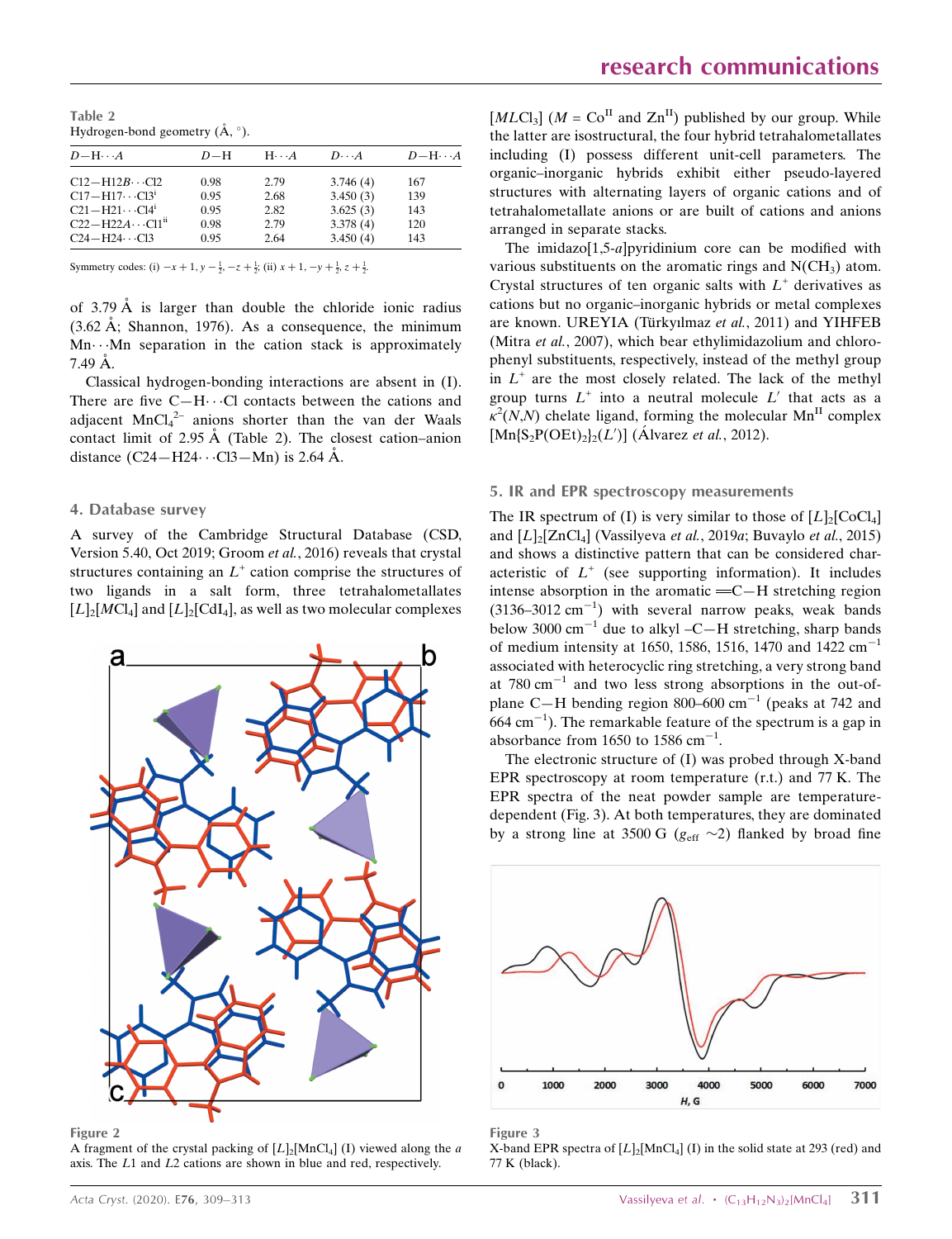Table 2
Hydrogen-bond geometry (Å, °).

| $D$—H···$A$ | $D$—H | H···$A$ | $D$···$A$ | $D$—H···$A$ |
|---|---|---|---|---|
| C12—H12$B$···Cl2 | 0.98 | 2.79 | 3.746 (4) | 167 |
| C17—H17···Cl3[i] | 0.95 | 2.68 | 3.450 (3) | 139 |
| C21—H21···Cl4[i] | 0.95 | 2.82 | 3.625 (3) | 143 |
| C22—H22$A$···Cl1[ii] | 0.98 | 2.79 | 3.378 (4) | 120 |
| C24—H24···Cl3 | 0.95 | 2.64 | 3.450 (4) | 143 |

Symmetry codes: (i) $-x+1, y-\frac{1}{2}, -z+\frac{1}{2}$; (ii) $x+1, -y+\frac{1}{2}, z+\frac{1}{2}$.

of 3.79 Å is larger than double the chloride ionic radius (3.62 Å; Shannon, 1976). As a consequence, the minimum Mn···Mn separation in the cation stack is approximately 7.49 Å.

Classical hydrogen-bonding interactions are absent in (I). There are five C—H···Cl contacts between the cations and adjacent $MnCl_4^{2-}$ anions shorter than the van der Waals contact limit of 2.95 Å (Table 2). The closest cation–anion distance (C24—H24···Cl3—Mn) is 2.64 Å.

## 4. Database survey

A survey of the Cambridge Structural Database (CSD, Version 5.40, Oct 2019; Groom *et al.*, 2016) reveals that crystal structures containing an $L^+$ cation comprise the structures of two ligands in a salt form, three tetrahalometallates $[L]_2[MCl_4]$ and $[L]_2[CdI_4]$, as well as two molecular complexes $[MLCl_3]$ ($M$ = Co[II] and Zn[II]) published by our group. While the latter are isostructural, the four hybrid tetrahalometallates including (I) possess different unit-cell parameters. The organic–inorganic hybrids exhibit either pseudo-layered structures with alternating layers of organic cations and of tetrahalometallate anions or are built of cations and anions arranged in separate stacks.

The imidazo[1,5-*a*]pyridinium core can be modified with various substituents on the aromatic rings and $N(CH_3)$ atom. Crystal structures of ten organic salts with $L^+$ derivatives as cations but no organic–inorganic hybrids or metal complexes are known. UREYIA (Türkyılmaz *et al.*, 2011) and YIHFEB (Mitra *et al.*, 2007), which bear ethylimidazolium and chlorophenyl substituents, respectively, instead of the methyl group in $L^+$ are the most closely related. The lack of the methyl group turns $L^+$ into a neutral molecule $L'$ that acts as a $\kappa^2(N,N)$ chelate ligand, forming the molecular Mn[II] complex $[Mn\{S_2P(OEt)_2\}_2(L')]$ (Álvarez *et al.*, 2012).

Figure 2
A fragment of the crystal packing of $[L]_2[MnCl_4]$ (I) viewed along the *a* axis. The *L*1 and *L*2 cations are shown in blue and red, respectively.

## 5. IR and EPR spectroscopy measurements

The IR spectrum of (I) is very similar to those of $[L]_2[CoCl_4]$ and $[L]_2[ZnCl_4]$ (Vassilyeva *et al.*, 2019*a*; Buvaylo *et al.*, 2015) and shows a distinctive pattern that can be considered characteristic of $L^+$ (see supporting information). It includes intense absorption in the aromatic ═C—H stretching region (3136–3012 cm$^{-1}$) with several narrow peaks, weak bands below 3000 cm$^{-1}$ due to alkyl –C—H stretching, sharp bands of medium intensity at 1650, 1586, 1516, 1470 and 1422 cm$^{-1}$ associated with heterocyclic ring stretching, a very strong band at 780 cm$^{-1}$ and two less strong absorptions in the out-of-plane C—H bending region 800–600 cm$^{-1}$ (peaks at 742 and 664 cm$^{-1}$). The remarkable feature of the spectrum is a gap in absorbance from 1650 to 1586 cm$^{-1}$.

The electronic structure of (I) was probed through X-band EPR spectroscopy at room temperature (r.t.) and 77 K. The EPR spectra of the neat powder sample are temperature-dependent (Fig. 3). At both temperatures, they are dominated by a strong line at 3500 G ($g_{eff}$ ~2) flanked by broad fine

Figure 3
X-band EPR spectra of $[L]_2[MnCl_4]$ (I) in the solid state at 293 (red) and 77 K (black).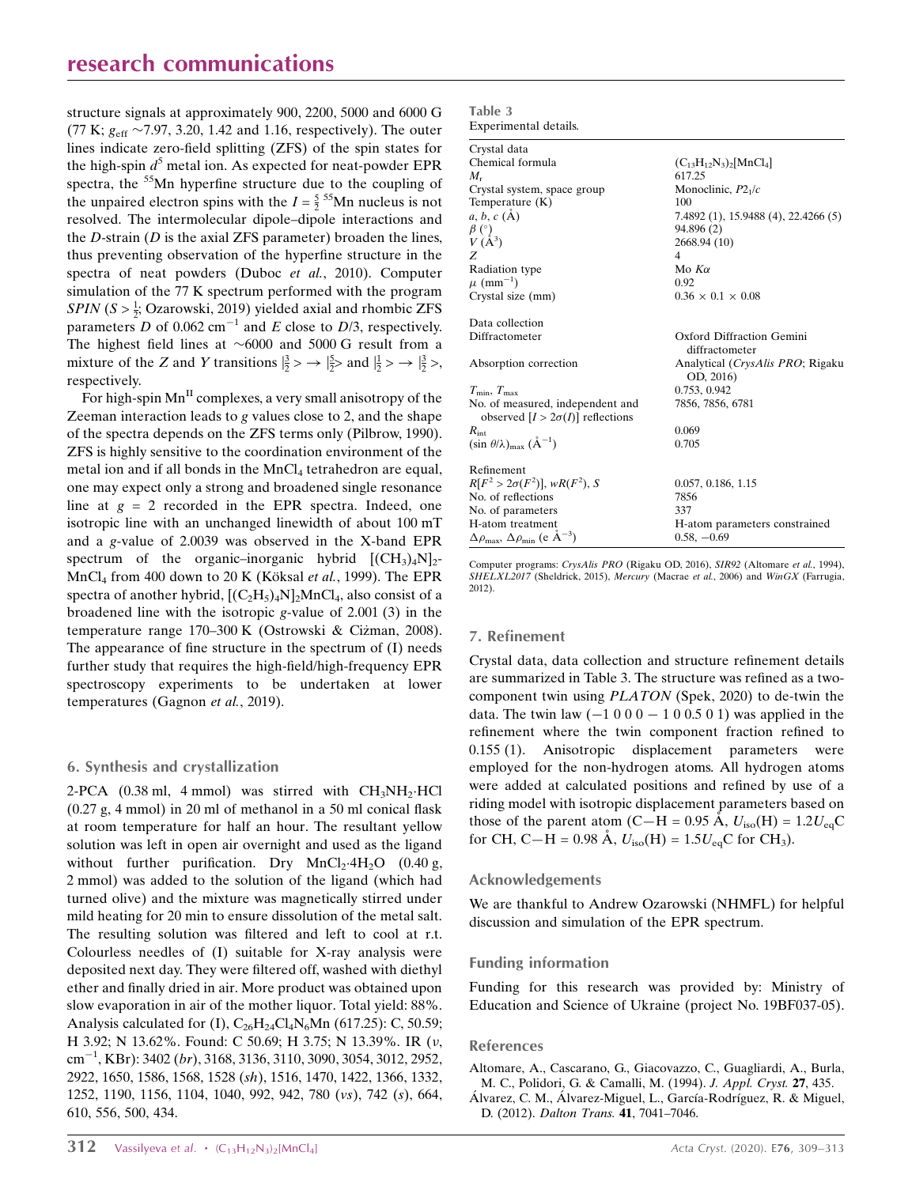structure signals at approximately 900, 2200, 5000 and 6000 G (77 K; $g_{\rm eff}$ ~7.97, 3.20, 1.42 and 1.16, respectively). The outer lines indicate zero-field splitting (ZFS) of the spin states for the high-spin $d^5$ metal ion. As expected for neat-powder EPR spectra, the $^{55}$Mn hyperfine structure due to the coupling of the unpaired electron spins with the $I = \frac{5}{2}$ $^{55}$Mn nucleus is not resolved. The intermolecular dipole–dipole interactions and the *D*-strain (*D* is the axial ZFS parameter) broaden the lines, thus preventing observation of the hyperfine structure in the spectra of neat powders (Duboc *et al.*, 2010). Computer simulation of the 77 K spectrum performed with the program *SPIN* ($S > \frac{1}{2}$; Ozarowski, 2019) yielded axial and rhombic ZFS parameters *D* of 0.062 $\rm cm^{-1}$ and *E* close to *D*/3, respectively. The highest field lines at ~6000 and 5000 G result from a mixture of the *Z* and *Y* transitions $|\frac{3}{2}\rangle \rightarrow |\frac{5}{2}\rangle$ and $|\frac{1}{2}\rangle \rightarrow |\frac{3}{2}\rangle$, respectively.

For high-spin $\rm Mn^{II}$ complexes, a very small anisotropy of the Zeeman interaction leads to *g* values close to 2, and the shape of the spectra depends on the ZFS terms only (Pilbrow, 1990). ZFS is highly sensitive to the coordination environment of the metal ion and if all bonds in the $\rm MnCl_4$ tetrahedron are equal, one may expect only a strong and broadened single resonance line at $g = 2$ recorded in the EPR spectra. Indeed, one isotropic line with an unchanged linewidth of about 100 mT and a *g*-value of 2.0039 was observed in the X-band EPR spectrum of the organic–inorganic hybrid $\rm [(CH_3)_4N]_2$-$\rm MnCl_4$ from 400 down to 20 K (Köksal *et al.*, 1999). The EPR spectra of another hybrid, $\rm [(C_2H_5)_4N]_2MnCl_4$, also consist of a broadened line with the isotropic *g*-value of 2.001 (3) in the temperature range 170–300 K (Ostrowski & Ciżman, 2008). The appearance of fine structure in the spectrum of (I) needs further study that requires the high-field/high-frequency EPR spectroscopy experiments to be undertaken at lower temperatures (Gagnon *et al.*, 2019).

## 6. Synthesis and crystallization

2-PCA (0.38 ml, 4 mmol) was stirred with $\rm CH_3NH_2{\cdot}HCl$ (0.27 g, 4 mmol) in 20 ml of methanol in a 50 ml conical flask at room temperature for half an hour. The resultant yellow solution was left in open air overnight and used as the ligand without further purification. Dry $\rm MnCl_2{\cdot}4H_2O$ (0.40 g, 2 mmol) was added to the solution of the ligand (which had turned olive) and the mixture was magnetically stirred under mild heating for 20 min to ensure dissolution of the metal salt. The resulting solution was filtered and left to cool at r.t. Colourless needles of (I) suitable for X-ray analysis were deposited next day. They were filtered off, washed with diethyl ether and finally dried in air. More product was obtained upon slow evaporation in air of the mother liquor. Total yield: 88%. Analysis calculated for (I), $\rm C_{26}H_{24}Cl_4N_6Mn$ (617.25): C, 50.59; H 3.92; N 13.62%. Found: C 50.69; H 3.75; N 13.39%. IR ($\nu$, $\rm cm^{-1}$, KBr): 3402 (*br*), 3168, 3136, 3110, 3090, 3054, 3012, 2952, 2922, 1650, 1586, 1568, 1528 (*sh*), 1516, 1470, 1422, 1366, 1332, 1252, 1190, 1156, 1104, 1040, 992, 942, 780 (*vs*), 742 (*s*), 664, 610, 556, 500, 434.

**Table 3**
Experimental details.

| | |
|---|---|
| **Crystal data** | |
| Chemical formula | $\rm (C_{13}H_{12}N_3)_2[MnCl_4]$ |
| $M_r$ | 617.25 |
| Crystal system, space group | Monoclinic, $P2_1/c$ |
| Temperature (K) | 100 |
| *a*, *b*, *c* (Å) | 7.4892 (1), 15.9488 (4), 22.4266 (5) |
| $\beta$ (°) | 94.896 (2) |
| $V$ ($\rm Å^3$) | 2668.94 (10) |
| $Z$ | 4 |
| Radiation type | Mo $K\alpha$ |
| $\mu$ ($\rm mm^{-1}$) | 0.92 |
| Crystal size (mm) | 0.36 × 0.1 × 0.08 |
| **Data collection** | |
| Diffractometer | Oxford Diffraction Gemini diffractometer |
| Absorption correction | Analytical (*CrysAlis PRO*; Rigaku OD, 2016) |
| $T_{\rm min}$, $T_{\rm max}$ | 0.753, 0.942 |
| No. of measured, independent and observed [$I > 2\sigma(I)$] reflections | 7856, 7856, 6781 |
| $R_{\rm int}$ | 0.069 |
| $(\sin \theta/\lambda)_{\rm max}$ ($\rm Å^{-1}$) | 0.705 |
| **Refinement** | |
| $R[F^2 > 2\sigma(F^2)]$, $wR(F^2)$, $S$ | 0.057, 0.186, 1.15 |
| No. of reflections | 7856 |
| No. of parameters | 337 |
| H-atom treatment | H-atom parameters constrained |
| $\Delta\rho_{\rm max}$, $\Delta\rho_{\rm min}$ (e $\rm Å^{-3}$) | 0.58, −0.69 |

Computer programs: *CrysAlis PRO* (Rigaku OD, 2016), *SIR92* (Altomare *et al.*, 1994), *SHELXL2017* (Sheldrick, 2015), *Mercury* (Macrae *et al.*, 2006) and *WinGX* (Farrugia, 2012).

## 7. Refinement

Crystal data, data collection and structure refinement details are summarized in Table 3. The structure was refined as a two-component twin using *PLATON* (Spek, 2020) to de-twin the data. The twin law (−1 0 0 0 − 1 0 0.5 0 1) was applied in the refinement where the twin component fraction refined to 0.155 (1). Anisotropic displacement parameters were employed for the non-hydrogen atoms. All hydrogen atoms were added at calculated positions and refined by use of a riding model with isotropic displacement parameters based on those of the parent atom (C—H = 0.95 Å, $U_{\rm iso}$(H) = $1.2U_{\rm eq}$C for CH, C—H = 0.98 Å, $U_{\rm iso}$(H) = $1.5U_{\rm eq}$C for $\rm CH_3$).

## Acknowledgements

We are thankful to Andrew Ozarowski (NHMFL) for helpful discussion and simulation of the EPR spectrum.

## Funding information

Funding for this research was provided by: Ministry of Education and Science of Ukraine (project No. 19BF037-05).

## References

Altomare, A., Cascarano, G., Giacovazzo, C., Guagliardi, A., Burla, M. C., Polidori, G. & Camalli, M. (1994). *J. Appl. Cryst.* **27**, 435.

Álvarez, C. M., Álvarez-Miguel, L., García-Rodríguez, R. & Miguel, D. (2012). *Dalton Trans.* **41**, 7041–7046.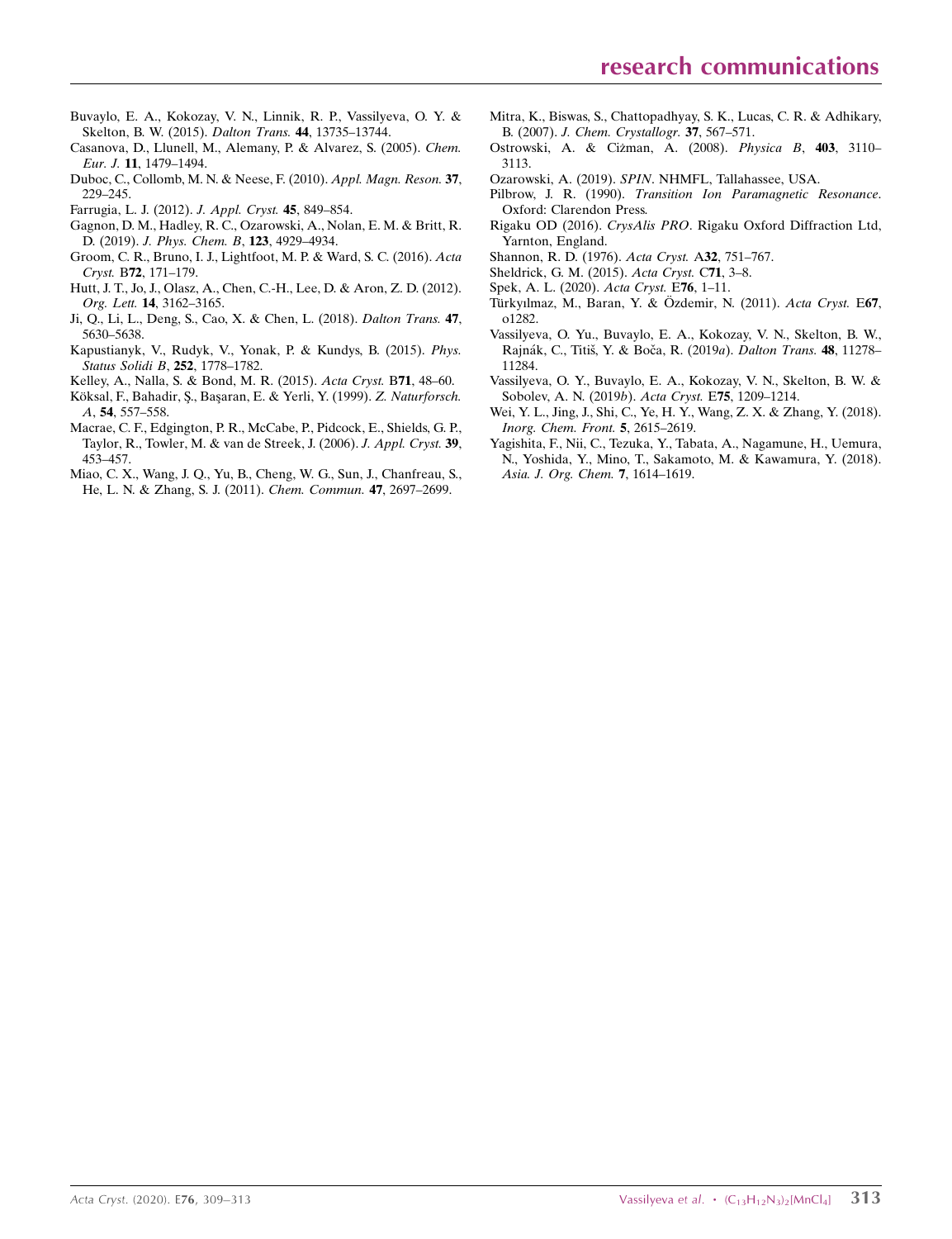Buvaylo, E. A., Kokozay, V. N., Linnik, R. P., Vassilyeva, O. Y. & Skelton, B. W. (2015). *Dalton Trans.* **44**, 13735–13744.

Casanova, D., Llunell, M., Alemany, P. & Alvarez, S. (2005). *Chem. Eur. J.* **11**, 1479–1494.

Duboc, C., Collomb, M. N. & Neese, F. (2010). *Appl. Magn. Reson.* **37**, 229–245.

Farrugia, L. J. (2012). *J. Appl. Cryst.* **45**, 849–854.

Gagnon, D. M., Hadley, R. C., Ozarowski, A., Nolan, E. M. & Britt, R. D. (2019). *J. Phys. Chem. B*, **123**, 4929–4934.

Groom, C. R., Bruno, I. J., Lightfoot, M. P. & Ward, S. C. (2016). *Acta Cryst.* B**72**, 171–179.

Hutt, J. T., Jo, J., Olasz, A., Chen, C.-H., Lee, D. & Aron, Z. D. (2012). *Org. Lett.* **14**, 3162–3165.

Ji, Q., Li, L., Deng, S., Cao, X. & Chen, L. (2018). *Dalton Trans.* **47**, 5630–5638.

Kapustianyk, V., Rudyk, V., Yonak, P. & Kundys, B. (2015). *Phys. Status Solidi B*, **252**, 1778–1782.

Kelley, A., Nalla, S. & Bond, M. R. (2015). *Acta Cryst.* B**71**, 48–60.

Köksal, F., Bahadir, Ş., Başaran, E. & Yerli, Y. (1999). *Z. Naturforsch. A*, **54**, 557–558.

Macrae, C. F., Edgington, P. R., McCabe, P., Pidcock, E., Shields, G. P., Taylor, R., Towler, M. & van de Streek, J. (2006). *J. Appl. Cryst.* **39**, 453–457.

Miao, C. X., Wang, J. Q., Yu, B., Cheng, W. G., Sun, J., Chanfreau, S., He, L. N. & Zhang, S. J. (2011). *Chem. Commun.* **47**, 2697–2699.

Mitra, K., Biswas, S., Chattopadhyay, S. K., Lucas, C. R. & Adhikary, B. (2007). *J. Chem. Crystallogr.* **37**, 567–571.

Ostrowski, A. & Ciżman, A. (2008). *Physica B*, **403**, 3110–3113.

Ozarowski, A. (2019). *SPIN*. NHMFL, Tallahassee, USA.

Pilbrow, J. R. (1990). *Transition Ion Paramagnetic Resonance*. Oxford: Clarendon Press.

Rigaku OD (2016). *CrysAlis PRO*. Rigaku Oxford Diffraction Ltd, Yarnton, England.

Shannon, R. D. (1976). *Acta Cryst.* A**32**, 751–767.

Sheldrick, G. M. (2015). *Acta Cryst.* C**71**, 3–8.

Spek, A. L. (2020). *Acta Cryst.* E**76**, 1–11.

Türkyılmaz, M., Baran, Y. & Özdemir, N. (2011). *Acta Cryst.* E**67**, o1282.

Vassilyeva, O. Yu., Buvaylo, E. A., Kokozay, V. N., Skelton, B. W., Rajnák, C., Titiš, Y. & Boča, R. (2019*a*). *Dalton Trans.* **48**, 11278–11284.

Vassilyeva, O. Y., Buvaylo, E. A., Kokozay, V. N., Skelton, B. W. & Sobolev, A. N. (2019*b*). *Acta Cryst.* E**75**, 1209–1214.

Wei, Y. L., Jing, J., Shi, C., Ye, H. Y., Wang, Z. X. & Zhang, Y. (2018). *Inorg. Chem. Front.* **5**, 2615–2619.

Yagishita, F., Nii, C., Tezuka, Y., Tabata, A., Nagamune, H., Uemura, N., Yoshida, Y., Mino, T., Sakamoto, M. & Kawamura, Y. (2018). *Asia. J. Org. Chem.* **7**, 1614–1619.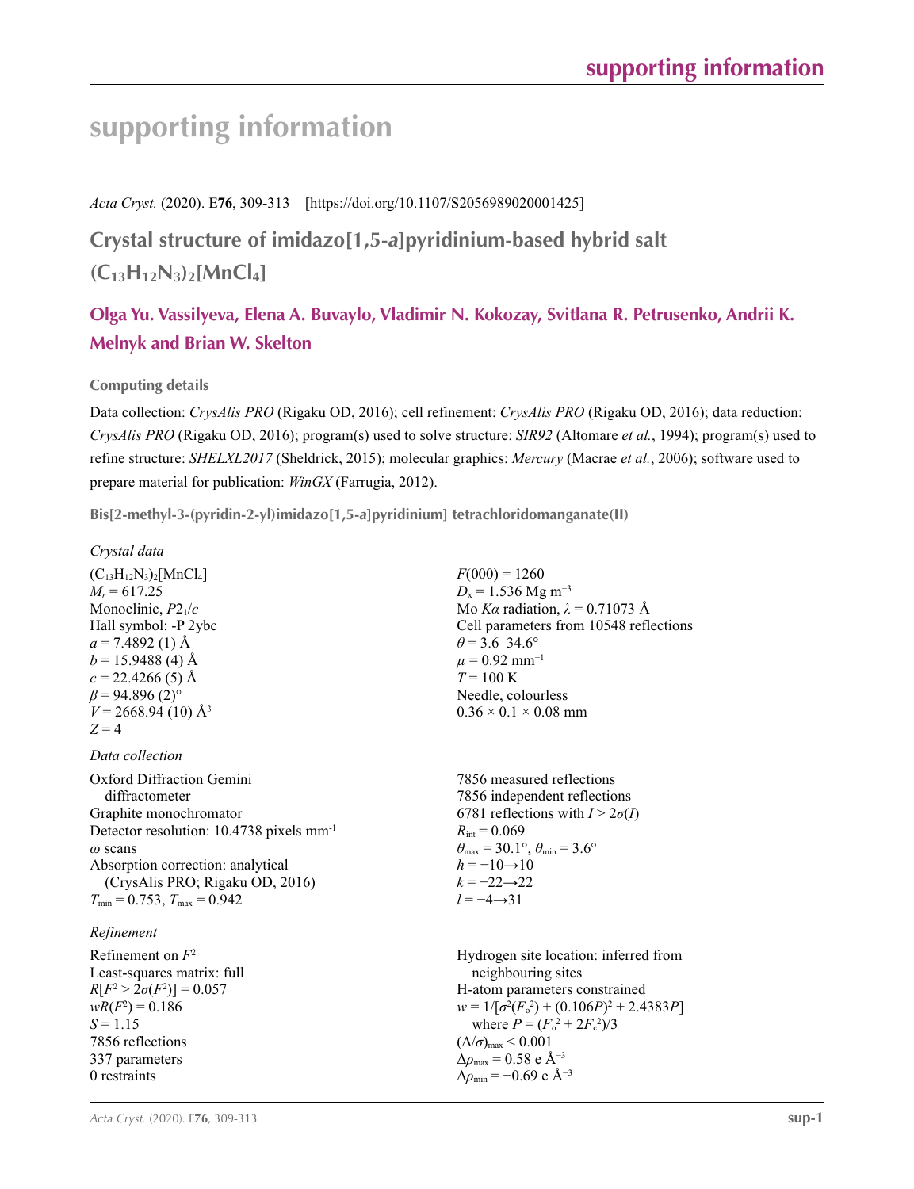# supporting information

*Acta Cryst.* (2020). E**76**, 309-313 [https://doi.org/10.1107/S2056989020001425]

## Crystal structure of imidazo[1,5-*a*]pyridinium-based hybrid salt $(C_{13}H_{12}N_3)_2[MnCl_4]$

**Olga Yu. Vassilyeva, Elena A. Buvaylo, Vladimir N. Kokozay, Svitlana R. Petrusenko, Andrii K. Melnyk and Brian W. Skelton**

### Computing details

Data collection: *CrysAlis PRO* (Rigaku OD, 2016); cell refinement: *CrysAlis PRO* (Rigaku OD, 2016); data reduction: *CrysAlis PRO* (Rigaku OD, 2016); program(s) used to solve structure: *SIR92* (Altomare *et al.*, 1994); program(s) used to refine structure: *SHELXL2017* (Sheldrick, 2015); molecular graphics: *Mercury* (Macrae *et al.*, 2006); software used to prepare material for publication: *WinGX* (Farrugia, 2012).

### Bis[2-methyl-3-(pyridin-2-yl)imidazo[1,5-*a*]pyridinium] tetrachloridomanganate(II)

*Crystal data*

$(C_{13}H_{12}N_3)_2[MnCl_4]$
$M_r = 617.25$
Monoclinic, $P2_1/c$
Hall symbol: -P 2ybc
$a = 7.4892$ (1) Å
$b = 15.9488$ (4) Å
$c = 22.4266$ (5) Å
$\beta = 94.896$ (2)°
$V = 2668.94$ (10) Å$^3$
$Z = 4$
$F(000) = 1260$
$D_x = 1.536$ Mg m$^{-3}$
Mo $K\alpha$ radiation, $\lambda = 0.71073$ Å
Cell parameters from 10548 reflections
$\theta = 3.6$–34.6°
$\mu = 0.92$ mm$^{-1}$
$T = 100$ K
Needle, colourless
0.36 × 0.1 × 0.08 mm

*Data collection*

Oxford Diffraction Gemini diffractometer
Graphite monochromator
Detector resolution: 10.4738 pixels mm$^{-1}$
$\omega$ scans
Absorption correction: analytical (CrysAlis PRO; Rigaku OD, 2016)
$T_{min} = 0.753$, $T_{max} = 0.942$
7856 measured reflections
7856 independent reflections
6781 reflections with $I > 2\sigma(I)$
$R_{int} = 0.069$
$\theta_{max} = 30.1°$, $\theta_{min} = 3.6°$
$h = -10 \rightarrow 10$
$k = -22 \rightarrow 22$
$l = -4 \rightarrow 31$

*Refinement*

Refinement on $F^2$
Least-squares matrix: full
$R[F^2 > 2\sigma(F^2)] = 0.057$
$wR(F^2) = 0.186$
$S = 1.15$
7856 reflections
337 parameters
0 restraints
Hydrogen site location: inferred from neighbouring sites
H-atom parameters constrained
$w = 1/[\sigma^2(F_o^2) + (0.106P)^2 + 2.4383P]$ where $P = (F_o^2 + 2F_c^2)/3$
$(\Delta/\sigma)_{max} < 0.001$
$\Delta\rho_{max} = 0.58$ e Å$^{-3}$
$\Delta\rho_{min} = -0.69$ e Å$^{-3}$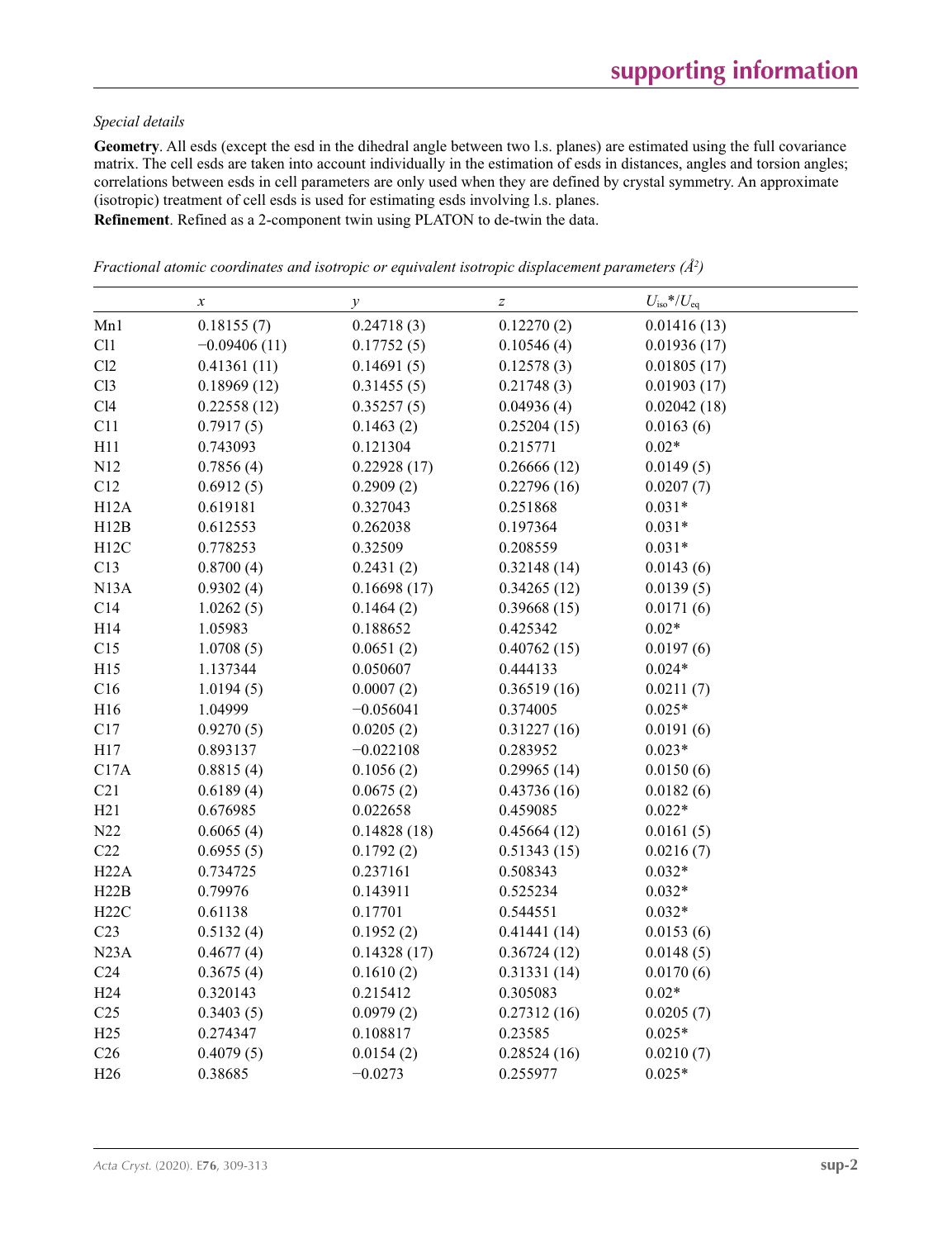*Special details*

**Geometry**. All esds (except the esd in the dihedral angle between two l.s. planes) are estimated using the full covariance matrix. The cell esds are taken into account individually in the estimation of esds in distances, angles and torsion angles; correlations between esds in cell parameters are only used when they are defined by crystal symmetry. An approximate (isotropic) treatment of cell esds is used for estimating esds involving l.s. planes.

**Refinement**. Refined as a 2-component twin using PLATON to de-twin the data.

*Fractional atomic coordinates and isotropic or equivalent isotropic displacement parameters (Å$^2$)*

| | $x$ | $y$ | $z$ | $U_{iso}$*/$U_{eq}$ |
|---|---|---|---|---|
| Mn1 | 0.18155 (7) | 0.24718 (3) | 0.12270 (2) | 0.01416 (13) |
| Cl1 | −0.09406 (11) | 0.17752 (5) | 0.10546 (4) | 0.01936 (17) |
| Cl2 | 0.41361 (11) | 0.14691 (5) | 0.12578 (3) | 0.01805 (17) |
| Cl3 | 0.18969 (12) | 0.31455 (5) | 0.21748 (3) | 0.01903 (17) |
| Cl4 | 0.22558 (12) | 0.35257 (5) | 0.04936 (4) | 0.02042 (18) |
| C11 | 0.7917 (5) | 0.1463 (2) | 0.25204 (15) | 0.0163 (6) |
| H11 | 0.743093 | 0.121304 | 0.215771 | 0.02* |
| N12 | 0.7856 (4) | 0.22928 (17) | 0.26666 (12) | 0.0149 (5) |
| C12 | 0.6912 (5) | 0.2909 (2) | 0.22796 (16) | 0.0207 (7) |
| H12A | 0.619181 | 0.327043 | 0.251868 | 0.031* |
| H12B | 0.612553 | 0.262038 | 0.197364 | 0.031* |
| H12C | 0.778253 | 0.32509 | 0.208559 | 0.031* |
| C13 | 0.8700 (4) | 0.2431 (2) | 0.32148 (14) | 0.0143 (6) |
| N13A | 0.9302 (4) | 0.16698 (17) | 0.34265 (12) | 0.0139 (5) |
| C14 | 1.0262 (5) | 0.1464 (2) | 0.39668 (15) | 0.0171 (6) |
| H14 | 1.05983 | 0.188652 | 0.425342 | 0.02* |
| C15 | 1.0708 (5) | 0.0651 (2) | 0.40762 (15) | 0.0197 (6) |
| H15 | 1.137344 | 0.050607 | 0.444133 | 0.024* |
| C16 | 1.0194 (5) | 0.0007 (2) | 0.36519 (16) | 0.0211 (7) |
| H16 | 1.04999 | −0.056041 | 0.374005 | 0.025* |
| C17 | 0.9270 (5) | 0.0205 (2) | 0.31227 (16) | 0.0191 (6) |
| H17 | 0.893137 | −0.022108 | 0.283952 | 0.023* |
| C17A | 0.8815 (4) | 0.1056 (2) | 0.29965 (14) | 0.0150 (6) |
| C21 | 0.6189 (4) | 0.0675 (2) | 0.43736 (16) | 0.0182 (6) |
| H21 | 0.676985 | 0.022658 | 0.459085 | 0.022* |
| N22 | 0.6065 (4) | 0.14828 (18) | 0.45664 (12) | 0.0161 (5) |
| C22 | 0.6955 (5) | 0.1792 (2) | 0.51343 (15) | 0.0216 (7) |
| H22A | 0.734725 | 0.237161 | 0.508343 | 0.032* |
| H22B | 0.79976 | 0.143911 | 0.525234 | 0.032* |
| H22C | 0.61138 | 0.17701 | 0.544551 | 0.032* |
| C23 | 0.5132 (4) | 0.1952 (2) | 0.41441 (14) | 0.0153 (6) |
| N23A | 0.4677 (4) | 0.14328 (17) | 0.36724 (12) | 0.0148 (5) |
| C24 | 0.3675 (4) | 0.1610 (2) | 0.31331 (14) | 0.0170 (6) |
| H24 | 0.320143 | 0.215412 | 0.305083 | 0.02* |
| C25 | 0.3403 (5) | 0.0979 (2) | 0.27312 (16) | 0.0205 (7) |
| H25 | 0.274347 | 0.108817 | 0.23585 | 0.025* |
| C26 | 0.4079 (5) | 0.0154 (2) | 0.28524 (16) | 0.0210 (7) |
| H26 | 0.38685 | −0.0273 | 0.255977 | 0.025* |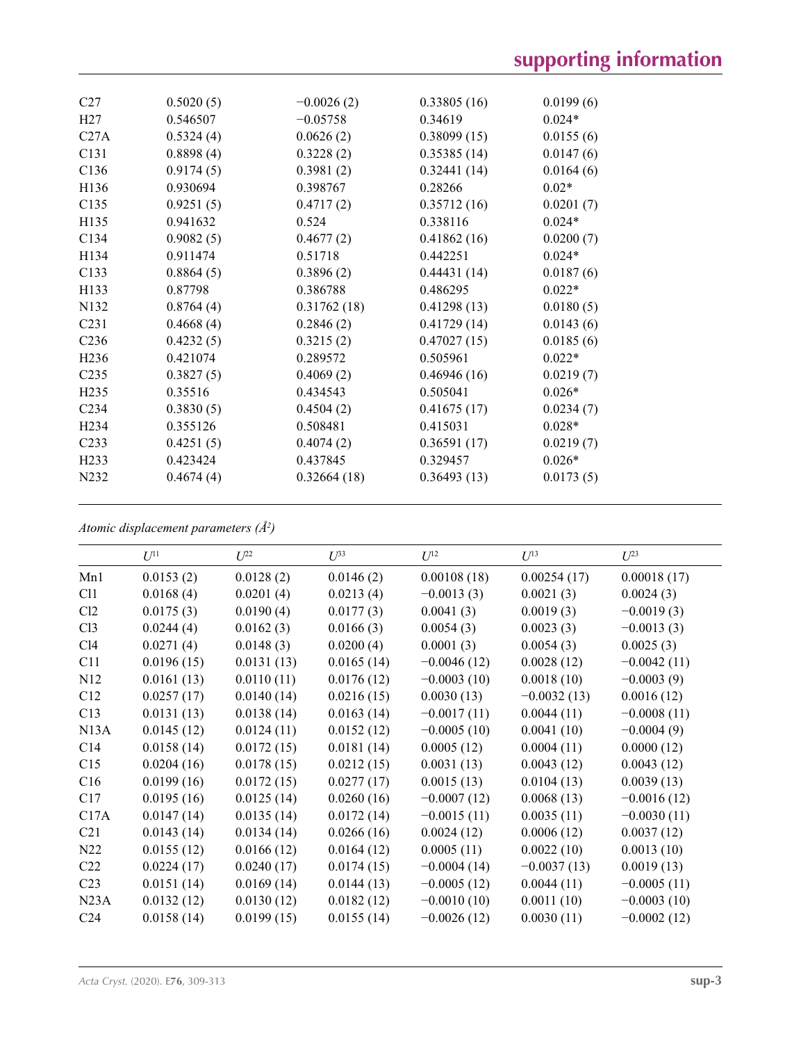| | | | | |
|---|---|---|---|---|
| C27 | 0.5020 (5) | −0.0026 (2) | 0.33805 (16) | 0.0199 (6) |
| H27 | 0.546507 | −0.05758 | 0.34619 | 0.024* |
| C27A | 0.5324 (4) | 0.0626 (2) | 0.38099 (15) | 0.0155 (6) |
| C131 | 0.8898 (4) | 0.3228 (2) | 0.35385 (14) | 0.0147 (6) |
| C136 | 0.9174 (5) | 0.3981 (2) | 0.32441 (14) | 0.0164 (6) |
| H136 | 0.930694 | 0.398767 | 0.28266 | 0.02* |
| C135 | 0.9251 (5) | 0.4717 (2) | 0.35712 (16) | 0.0201 (7) |
| H135 | 0.941632 | 0.524 | 0.338116 | 0.024* |
| C134 | 0.9082 (5) | 0.4677 (2) | 0.41862 (16) | 0.0200 (7) |
| H134 | 0.911474 | 0.51718 | 0.442251 | 0.024* |
| C133 | 0.8864 (5) | 0.3896 (2) | 0.44431 (14) | 0.0187 (6) |
| H133 | 0.87798 | 0.386788 | 0.486295 | 0.022* |
| N132 | 0.8764 (4) | 0.31762 (18) | 0.41298 (13) | 0.0180 (5) |
| C231 | 0.4668 (4) | 0.2846 (2) | 0.41729 (14) | 0.0143 (6) |
| C236 | 0.4232 (5) | 0.3215 (2) | 0.47027 (15) | 0.0185 (6) |
| H236 | 0.421074 | 0.289572 | 0.505961 | 0.022* |
| C235 | 0.3827 (5) | 0.4069 (2) | 0.46946 (16) | 0.0219 (7) |
| H235 | 0.35516 | 0.434543 | 0.505041 | 0.026* |
| C234 | 0.3830 (5) | 0.4504 (2) | 0.41675 (17) | 0.0234 (7) |
| H234 | 0.355126 | 0.508481 | 0.415031 | 0.028* |
| C233 | 0.4251 (5) | 0.4074 (2) | 0.36591 (17) | 0.0219 (7) |
| H233 | 0.423424 | 0.437845 | 0.329457 | 0.026* |
| N232 | 0.4674 (4) | 0.32664 (18) | 0.36493 (13) | 0.0173 (5) |

*Atomic displacement parameters (Å²)*

| | $U^{11}$ | $U^{22}$ | $U^{33}$ | $U^{12}$ | $U^{13}$ | $U^{23}$ |
|---|---|---|---|---|---|---|
| Mn1 | 0.0153 (2) | 0.0128 (2) | 0.0146 (2) | 0.00108 (18) | 0.00254 (17) | 0.00018 (17) |
| Cl1 | 0.0168 (4) | 0.0201 (4) | 0.0213 (4) | −0.0013 (3) | 0.0021 (3) | 0.0024 (3) |
| Cl2 | 0.0175 (3) | 0.0190 (4) | 0.0177 (3) | 0.0041 (3) | 0.0019 (3) | −0.0019 (3) |
| Cl3 | 0.0244 (4) | 0.0162 (3) | 0.0166 (3) | 0.0054 (3) | 0.0023 (3) | −0.0013 (3) |
| Cl4 | 0.0271 (4) | 0.0148 (3) | 0.0200 (4) | 0.0001 (3) | 0.0054 (3) | 0.0025 (3) |
| C11 | 0.0196 (15) | 0.0131 (13) | 0.0165 (14) | −0.0046 (12) | 0.0028 (12) | −0.0042 (11) |
| N12 | 0.0161 (13) | 0.0110 (11) | 0.0176 (12) | −0.0003 (10) | 0.0018 (10) | −0.0003 (9) |
| C12 | 0.0257 (17) | 0.0140 (14) | 0.0216 (15) | 0.0030 (13) | −0.0032 (13) | 0.0016 (12) |
| C13 | 0.0131 (13) | 0.0138 (14) | 0.0163 (14) | −0.0017 (11) | 0.0044 (11) | −0.0008 (11) |
| N13A | 0.0145 (12) | 0.0124 (11) | 0.0152 (12) | −0.0005 (10) | 0.0041 (10) | −0.0004 (9) |
| C14 | 0.0158 (14) | 0.0172 (15) | 0.0181 (14) | 0.0005 (12) | 0.0004 (11) | 0.0000 (12) |
| C15 | 0.0204 (16) | 0.0178 (15) | 0.0212 (15) | 0.0031 (13) | 0.0043 (12) | 0.0043 (12) |
| C16 | 0.0199 (16) | 0.0172 (15) | 0.0277 (17) | 0.0015 (13) | 0.0104 (13) | 0.0039 (13) |
| C17 | 0.0195 (16) | 0.0125 (14) | 0.0260 (16) | −0.0007 (12) | 0.0068 (13) | −0.0016 (12) |
| C17A | 0.0147 (14) | 0.0135 (14) | 0.0172 (14) | −0.0015 (11) | 0.0035 (11) | −0.0030 (11) |
| C21 | 0.0143 (14) | 0.0134 (14) | 0.0266 (16) | 0.0024 (12) | 0.0006 (12) | 0.0037 (12) |
| N22 | 0.0155 (12) | 0.0166 (12) | 0.0164 (12) | 0.0005 (11) | 0.0022 (10) | 0.0013 (10) |
| C22 | 0.0224 (17) | 0.0240 (17) | 0.0174 (15) | −0.0004 (14) | −0.0037 (13) | 0.0019 (13) |
| C23 | 0.0151 (14) | 0.0169 (14) | 0.0144 (13) | −0.0005 (12) | 0.0044 (11) | −0.0005 (11) |
| N23A | 0.0132 (12) | 0.0130 (12) | 0.0182 (12) | −0.0010 (10) | 0.0011 (10) | −0.0003 (10) |
| C24 | 0.0158 (14) | 0.0199 (15) | 0.0155 (14) | −0.0026 (12) | 0.0030 (11) | −0.0002 (12) |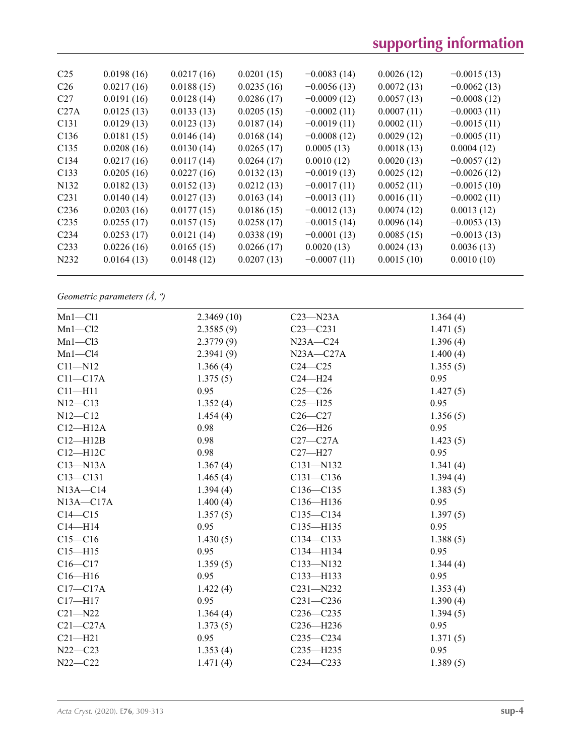| | | | | | | |
|---|---|---|---|---|---|---|
| C25 | 0.0198 (16) | 0.0217 (16) | 0.0201 (15) | −0.0083 (14) | 0.0026 (12) | −0.0015 (13) |
| C26 | 0.0217 (16) | 0.0188 (15) | 0.0235 (16) | −0.0056 (13) | 0.0072 (13) | −0.0062 (13) |
| C27 | 0.0191 (16) | 0.0128 (14) | 0.0286 (17) | −0.0009 (12) | 0.0057 (13) | −0.0008 (12) |
| C27A | 0.0125 (13) | 0.0133 (13) | 0.0205 (15) | −0.0002 (11) | 0.0007 (11) | −0.0003 (11) |
| C131 | 0.0129 (13) | 0.0123 (13) | 0.0187 (14) | −0.0019 (11) | 0.0002 (11) | −0.0015 (11) |
| C136 | 0.0181 (15) | 0.0146 (14) | 0.0168 (14) | −0.0008 (12) | 0.0029 (12) | −0.0005 (11) |
| C135 | 0.0208 (16) | 0.0130 (14) | 0.0265 (17) | 0.0005 (13) | 0.0018 (13) | 0.0004 (12) |
| C134 | 0.0217 (16) | 0.0117 (14) | 0.0264 (17) | 0.0010 (12) | 0.0020 (13) | −0.0057 (12) |
| C133 | 0.0205 (16) | 0.0227 (16) | 0.0132 (13) | −0.0019 (13) | 0.0025 (12) | −0.0026 (12) |
| N132 | 0.0182 (13) | 0.0152 (13) | 0.0212 (13) | −0.0017 (11) | 0.0052 (11) | −0.0015 (10) |
| C231 | 0.0140 (14) | 0.0127 (13) | 0.0163 (14) | −0.0013 (11) | 0.0016 (11) | −0.0002 (11) |
| C236 | 0.0203 (16) | 0.0177 (15) | 0.0186 (15) | −0.0012 (13) | 0.0074 (12) | 0.0013 (12) |
| C235 | 0.0255 (17) | 0.0157 (15) | 0.0258 (17) | −0.0015 (14) | 0.0096 (14) | −0.0053 (13) |
| C234 | 0.0253 (17) | 0.0121 (14) | 0.0338 (19) | −0.0001 (13) | 0.0085 (15) | −0.0013 (13) |
| C233 | 0.0226 (16) | 0.0165 (15) | 0.0266 (17) | 0.0020 (13) | 0.0024 (13) | 0.0036 (13) |
| N232 | 0.0164 (13) | 0.0148 (12) | 0.0207 (13) | −0.0007 (11) | 0.0015 (10) | 0.0010 (10) |

*Geometric parameters (Å, º)*

| | | | |
|---|---|---|---|
| Mn1—Cl1 | 2.3469 (10) | C23—N23A | 1.364 (4) |
| Mn1—Cl2 | 2.3585 (9) | C23—C231 | 1.471 (5) |
| Mn1—Cl3 | 2.3779 (9) | N23A—C24 | 1.396 (4) |
| Mn1—Cl4 | 2.3941 (9) | N23A—C27A | 1.400 (4) |
| C11—N12 | 1.366 (4) | C24—C25 | 1.355 (5) |
| C11—C17A | 1.375 (5) | C24—H24 | 0.95 |
| C11—H11 | 0.95 | C25—C26 | 1.427 (5) |
| N12—C13 | 1.352 (4) | C25—H25 | 0.95 |
| N12—C12 | 1.454 (4) | C26—C27 | 1.356 (5) |
| C12—H12A | 0.98 | C26—H26 | 0.95 |
| C12—H12B | 0.98 | C27—C27A | 1.423 (5) |
| C12—H12C | 0.98 | C27—H27 | 0.95 |
| C13—N13A | 1.367 (4) | C131—N132 | 1.341 (4) |
| C13—C131 | 1.465 (4) | C131—C136 | 1.394 (4) |
| N13A—C14 | 1.394 (4) | C136—C135 | 1.383 (5) |
| N13A—C17A | 1.400 (4) | C136—H136 | 0.95 |
| C14—C15 | 1.357 (5) | C135—C134 | 1.397 (5) |
| C14—H14 | 0.95 | C135—H135 | 0.95 |
| C15—C16 | 1.430 (5) | C134—C133 | 1.388 (5) |
| C15—H15 | 0.95 | C134—H134 | 0.95 |
| C16—C17 | 1.359 (5) | C133—N132 | 1.344 (4) |
| C16—H16 | 0.95 | C133—H133 | 0.95 |
| C17—C17A | 1.422 (4) | C231—N232 | 1.353 (4) |
| C17—H17 | 0.95 | C231—C236 | 1.390 (4) |
| C21—N22 | 1.364 (4) | C236—C235 | 1.394 (5) |
| C21—C27A | 1.373 (5) | C236—H236 | 0.95 |
| C21—H21 | 0.95 | C235—C234 | 1.371 (5) |
| N22—C23 | 1.353 (4) | C235—H235 | 0.95 |
| N22—C22 | 1.471 (4) | C234—C233 | 1.389 (5) |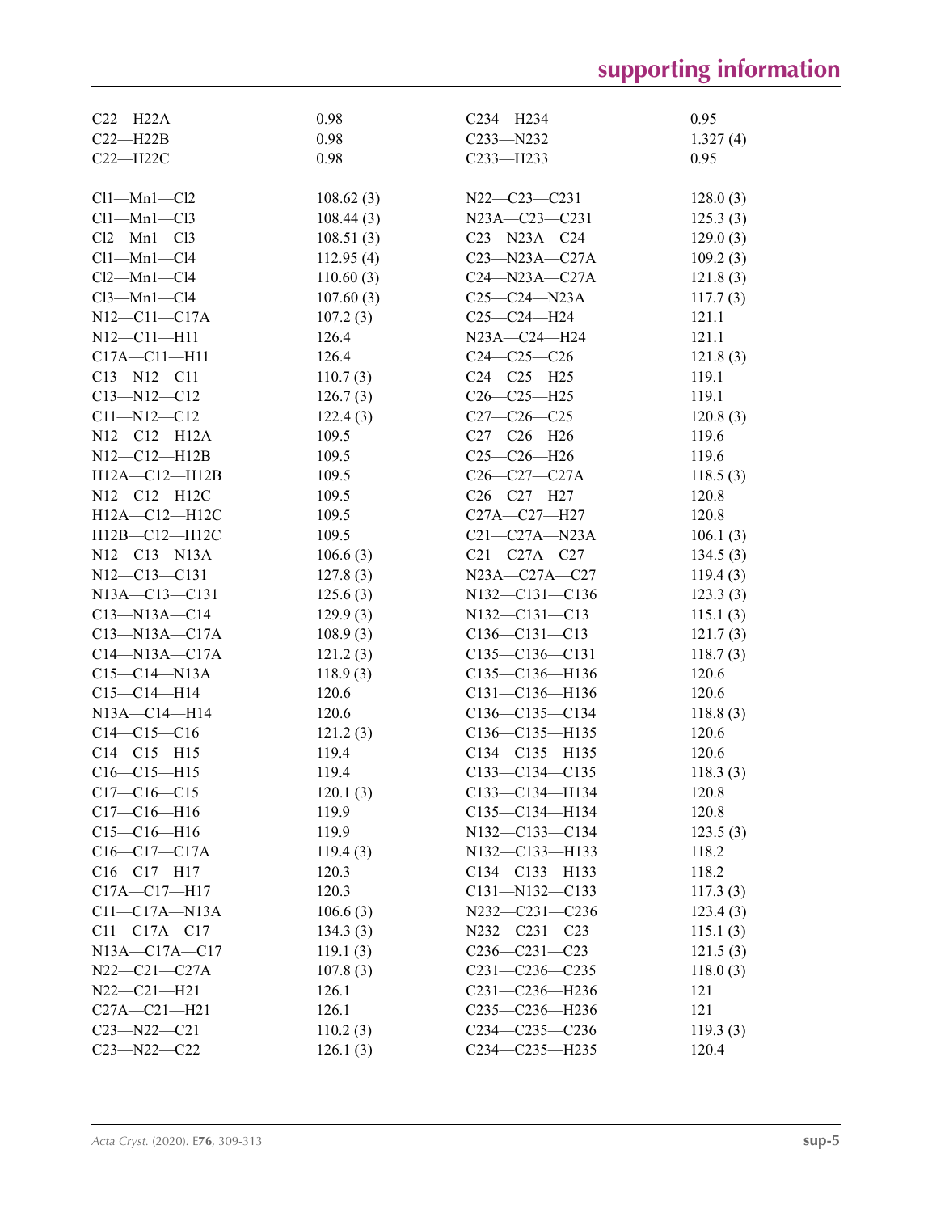| | | | |
|---|---|---|---|
| C22—H22A | 0.98 | C234—H234 | 0.95 |
| C22—H22B | 0.98 | C233—N232 | 1.327 (4) |
| C22—H22C | 0.98 | C233—H233 | 0.95 |
| | | | |
| Cl1—Mn1—Cl2 | 108.62 (3) | N22—C23—C231 | 128.0 (3) |
| Cl1—Mn1—Cl3 | 108.44 (3) | N23A—C23—C231 | 125.3 (3) |
| Cl2—Mn1—Cl3 | 108.51 (3) | C23—N23A—C24 | 129.0 (3) |
| Cl1—Mn1—Cl4 | 112.95 (4) | C23—N23A—C27A | 109.2 (3) |
| Cl2—Mn1—Cl4 | 110.60 (3) | C24—N23A—C27A | 121.8 (3) |
| Cl3—Mn1—Cl4 | 107.60 (3) | C25—C24—N23A | 117.7 (3) |
| N12—C11—C17A | 107.2 (3) | C25—C24—H24 | 121.1 |
| N12—C11—H11 | 126.4 | N23A—C24—H24 | 121.1 |
| C17A—C11—H11 | 126.4 | C24—C25—C26 | 121.8 (3) |
| C13—N12—C11 | 110.7 (3) | C24—C25—H25 | 119.1 |
| C13—N12—C12 | 126.7 (3) | C26—C25—H25 | 119.1 |
| C11—N12—C12 | 122.4 (3) | C27—C26—C25 | 120.8 (3) |
| N12—C12—H12A | 109.5 | C27—C26—H26 | 119.6 |
| N12—C12—H12B | 109.5 | C25—C26—H26 | 119.6 |
| H12A—C12—H12B | 109.5 | C26—C27—C27A | 118.5 (3) |
| N12—C12—H12C | 109.5 | C26—C27—H27 | 120.8 |
| H12A—C12—H12C | 109.5 | C27A—C27—H27 | 120.8 |
| H12B—C12—H12C | 109.5 | C21—C27A—N23A | 106.1 (3) |
| N12—C13—N13A | 106.6 (3) | C21—C27A—C27 | 134.5 (3) |
| N12—C13—C131 | 127.8 (3) | N23A—C27A—C27 | 119.4 (3) |
| N13A—C13—C131 | 125.6 (3) | N132—C131—C136 | 123.3 (3) |
| C13—N13A—C14 | 129.9 (3) | N132—C131—C13 | 115.1 (3) |
| C13—N13A—C17A | 108.9 (3) | C136—C131—C13 | 121.7 (3) |
| C14—N13A—C17A | 121.2 (3) | C135—C136—C131 | 118.7 (3) |
| C15—C14—N13A | 118.9 (3) | C135—C136—H136 | 120.6 |
| C15—C14—H14 | 120.6 | C131—C136—H136 | 120.6 |
| N13A—C14—H14 | 120.6 | C136—C135—C134 | 118.8 (3) |
| C14—C15—C16 | 121.2 (3) | C136—C135—H135 | 120.6 |
| C14—C15—H15 | 119.4 | C134—C135—H135 | 120.6 |
| C16—C15—H15 | 119.4 | C133—C134—C135 | 118.3 (3) |
| C17—C16—C15 | 120.1 (3) | C133—C134—H134 | 120.8 |
| C17—C16—H16 | 119.9 | C135—C134—H134 | 120.8 |
| C15—C16—H16 | 119.9 | N132—C133—C134 | 123.5 (3) |
| C16—C17—C17A | 119.4 (3) | N132—C133—H133 | 118.2 |
| C16—C17—H17 | 120.3 | C134—C133—H133 | 118.2 |
| C17A—C17—H17 | 120.3 | C131—N132—C133 | 117.3 (3) |
| C11—C17A—N13A | 106.6 (3) | N232—C231—C236 | 123.4 (3) |
| C11—C17A—C17 | 134.3 (3) | N232—C231—C23 | 115.1 (3) |
| N13A—C17A—C17 | 119.1 (3) | C236—C231—C23 | 121.5 (3) |
| N22—C21—C27A | 107.8 (3) | C231—C236—C235 | 118.0 (3) |
| N22—C21—H21 | 126.1 | C231—C236—H236 | 121 |
| C27A—C21—H21 | 126.1 | C235—C236—H236 | 121 |
| C23—N22—C21 | 110.2 (3) | C234—C235—C236 | 119.3 (3) |
| C23—N22—C22 | 126.1 (3) | C234—C235—H235 | 120.4 |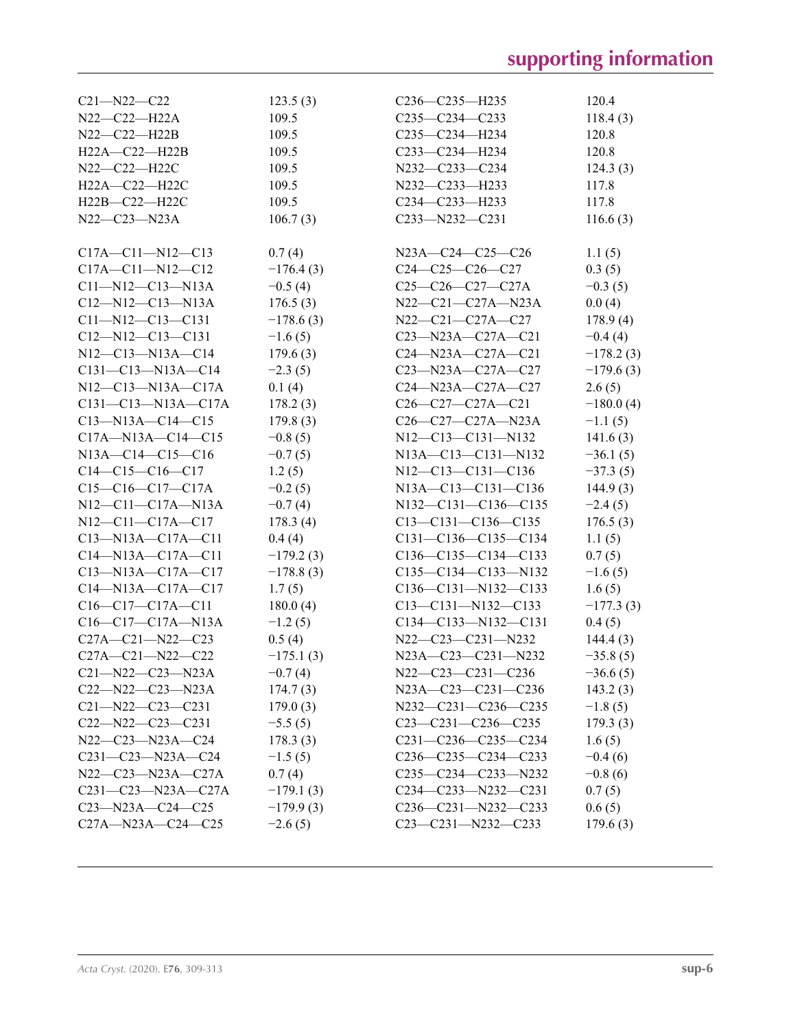| | | | |
|---|---|---|---|
| C21—N22—C22 | 123.5 (3) | C236—C235—H235 | 120.4 |
| N22—C22—H22A | 109.5 | C235—C234—C233 | 118.4 (3) |
| N22—C22—H22B | 109.5 | C235—C234—H234 | 120.8 |
| H22A—C22—H22B | 109.5 | C233—C234—H234 | 120.8 |
| N22—C22—H22C | 109.5 | N232—C233—C234 | 124.3 (3) |
| H22A—C22—H22C | 109.5 | N232—C233—H233 | 117.8 |
| H22B—C22—H22C | 109.5 | C234—C233—H233 | 117.8 |
| N22—C23—N23A | 106.7 (3) | C233—N232—C231 | 116.6 (3) |

| | | | |
|---|---|---|---|
| C17A—C11—N12—C13 | 0.7 (4) | N23A—C24—C25—C26 | 1.1 (5) |
| C17A—C11—N12—C12 | −176.4 (3) | C24—C25—C26—C27 | 0.3 (5) |
| C11—N12—C13—N13A | −0.5 (4) | C25—C26—C27—C27A | −0.3 (5) |
| C12—N12—C13—N13A | 176.5 (3) | N22—C21—C27A—N23A | 0.0 (4) |
| C11—N12—C13—C131 | −178.6 (3) | N22—C21—C27A—C27 | 178.9 (4) |
| C12—N12—C13—C131 | −1.6 (5) | C23—N23A—C27A—C21 | −0.4 (4) |
| N12—C13—N13A—C14 | 179.6 (3) | C24—N23A—C27A—C21 | −178.2 (3) |
| C131—C13—N13A—C14 | −2.3 (5) | C23—N23A—C27A—C27 | −179.6 (3) |
| N12—C13—N13A—C17A | 0.1 (4) | C24—N23A—C27A—C27 | 2.6 (5) |
| C131—C13—N13A—C17A | 178.2 (3) | C26—C27—C27A—C21 | −180.0 (4) |
| C13—N13A—C14—C15 | 179.8 (3) | C26—C27—C27A—N23A | −1.1 (5) |
| C17A—N13A—C14—C15 | −0.8 (5) | N12—C13—C131—N132 | 141.6 (3) |
| N13A—C14—C15—C16 | −0.7 (5) | N13A—C13—C131—N132 | −36.1 (5) |
| C14—C15—C16—C17 | 1.2 (5) | N12—C13—C131—C136 | −37.3 (5) |
| C15—C16—C17—C17A | −0.2 (5) | N13A—C13—C131—C136 | 144.9 (3) |
| N12—C11—C17A—N13A | −0.7 (4) | N132—C131—C136—C135 | −2.4 (5) |
| N12—C11—C17A—C17 | 178.3 (4) | C13—C131—C136—C135 | 176.5 (3) |
| C13—N13A—C17A—C11 | 0.4 (4) | C131—C136—C135—C134 | 1.1 (5) |
| C14—N13A—C17A—C11 | −179.2 (3) | C136—C135—C134—C133 | 0.7 (5) |
| C13—N13A—C17A—C17 | −178.8 (3) | C135—C134—C133—N132 | −1.6 (5) |
| C14—N13A—C17A—C17 | 1.7 (5) | C136—C131—N132—C133 | 1.6 (5) |
| C16—C17—C17A—C11 | 180.0 (4) | C13—C131—N132—C133 | −177.3 (3) |
| C16—C17—C17A—N13A | −1.2 (5) | C134—C133—N132—C131 | 0.4 (5) |
| C27A—C21—N22—C23 | 0.5 (4) | N22—C23—C231—N232 | 144.4 (3) |
| C27A—C21—N22—C22 | −175.1 (3) | N23A—C23—C231—N232 | −35.8 (5) |
| C21—N22—C23—N23A | −0.7 (4) | N22—C23—C231—C236 | −36.6 (5) |
| C22—N22—C23—N23A | 174.7 (3) | N23A—C23—C231—C236 | 143.2 (3) |
| C21—N22—C23—C231 | 179.0 (3) | N232—C231—C236—C235 | −1.8 (5) |
| C22—N22—C23—C231 | −5.5 (5) | C23—C231—C236—C235 | 179.3 (3) |
| N22—C23—N23A—C24 | 178.3 (3) | C231—C236—C235—C234 | 1.6 (5) |
| C231—C23—N23A—C24 | −1.5 (5) | C236—C235—C234—C233 | −0.4 (6) |
| N22—C23—N23A—C27A | 0.7 (4) | C235—C234—C233—N232 | −0.8 (6) |
| C231—C23—N23A—C27A | −179.1 (3) | C234—C233—N232—C231 | 0.7 (5) |
| C23—N23A—C24—C25 | −179.9 (3) | C236—C231—N232—C233 | 0.6 (5) |
| C27A—N23A—C24—C25 | −2.6 (5) | C23—C231—N232—C233 | 179.6 (3) |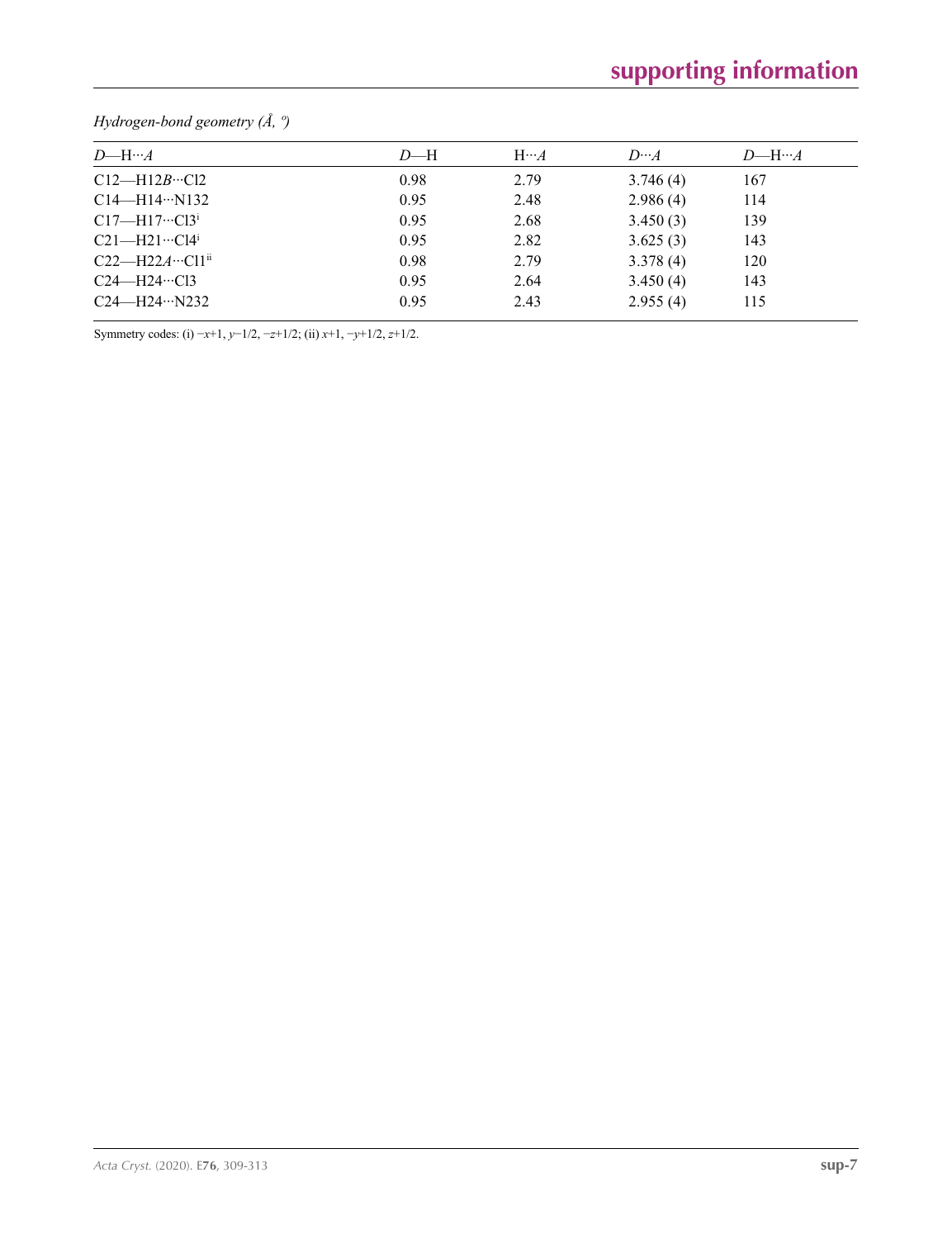*Hydrogen-bond geometry (Å, º)*

| *D*—H···*A* | *D*—H | H···*A* | *D*···*A* | *D*—H···*A* |
|---|---|---|---|---|
| C12—H12*B*···Cl2 | 0.98 | 2.79 | 3.746 (4) | 167 |
| C14—H14···N132 | 0.95 | 2.48 | 2.986 (4) | 114 |
| C17—H17···Cl3[i] | 0.95 | 2.68 | 3.450 (3) | 139 |
| C21—H21···Cl4[i] | 0.95 | 2.82 | 3.625 (3) | 143 |
| C22—H22*A*···Cl1[ii] | 0.98 | 2.79 | 3.378 (4) | 120 |
| C24—H24···Cl3 | 0.95 | 2.64 | 3.450 (4) | 143 |
| C24—H24···N232 | 0.95 | 2.43 | 2.955 (4) | 115 |

Symmetry codes: (i) −*x*+1, *y*−1/2, −*z*+1/2; (ii) *x*+1, −*y*+1/2, *z*+1/2.